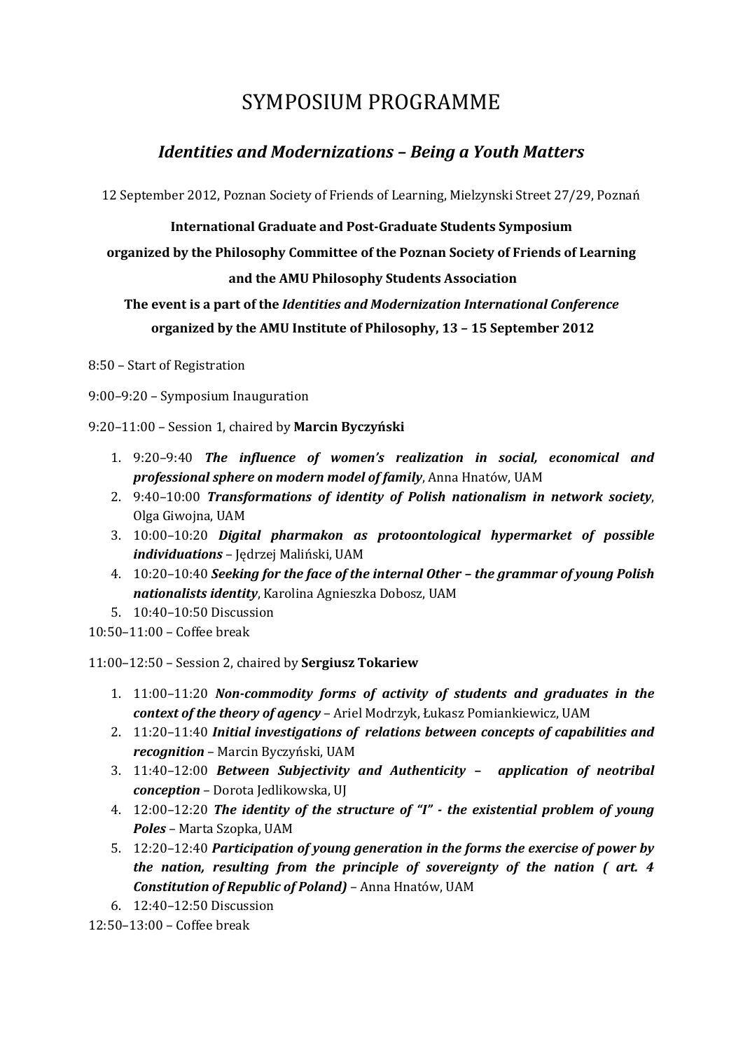# SYMPOSIUM PROGRAMME

## *Identities and Modernizations – Being a Youth Matters*

12 September 2012, Poznan Society of Friends of Learning, Mielzynski Street 27/29, Poznań

**International Graduate and Post-Graduate Students Symposium**

**organized by the Philosophy Committee of the Poznan Society of Friends of Learning**

**and the AMU Philosophy Students Association**

**The event is a part of the *Identities and Modernization International Conference* organized by the AMU Institute of Philosophy, 13 – 15 September 2012**

8:50 – Start of Registration

9:00–9:20 – Symposium Inauguration

9:20–11:00 – Session 1, chaired by **Marcin Byczyński**

1. 9:20–9:40 ***The influence of women's realization in social, economical and professional sphere on modern model of family***, Anna Hnatów, UAM
2. 9:40–10:00 ***Transformations of identity of Polish nationalism in network society***, Olga Giwojna, UAM
3. 10:00–10:20 ***Digital pharmakon as protoontological hypermarket of possible individuations*** – Jędrzej Maliński, UAM
4. 10:20–10:40 ***Seeking for the face of the internal Other – the grammar of young Polish nationalists identity***, Karolina Agnieszka Dobosz, UAM
5. 10:40–10:50 Discussion

10:50–11:00 – Coffee break

11:00–12:50 – Session 2, chaired by **Sergiusz Tokariew**

1. 11:00–11:20 ***Non-commodity forms of activity of students and graduates in the context of the theory of agency*** – Ariel Modrzyk, Łukasz Pomiankiewicz, UAM
2. 11:20–11:40 ***Initial investigations of relations between concepts of capabilities and recognition*** – Marcin Byczyński, UAM
3. 11:40–12:00 ***Between Subjectivity and Authenticity – application of neotribal conception*** – Dorota Jedlikowska, UJ
4. 12:00–12:20 ***The identity of the structure of "I" - the existential problem of young Poles*** – Marta Szopka, UAM
5. 12:20–12:40 ***Participation of young generation in the forms the exercise of power by the nation, resulting from the principle of sovereignty of the nation ( art. 4 Constitution of Republic of Poland)*** – Anna Hnatów, UAM
6. 12:40–12:50 Discussion

12:50–13:00 – Coffee break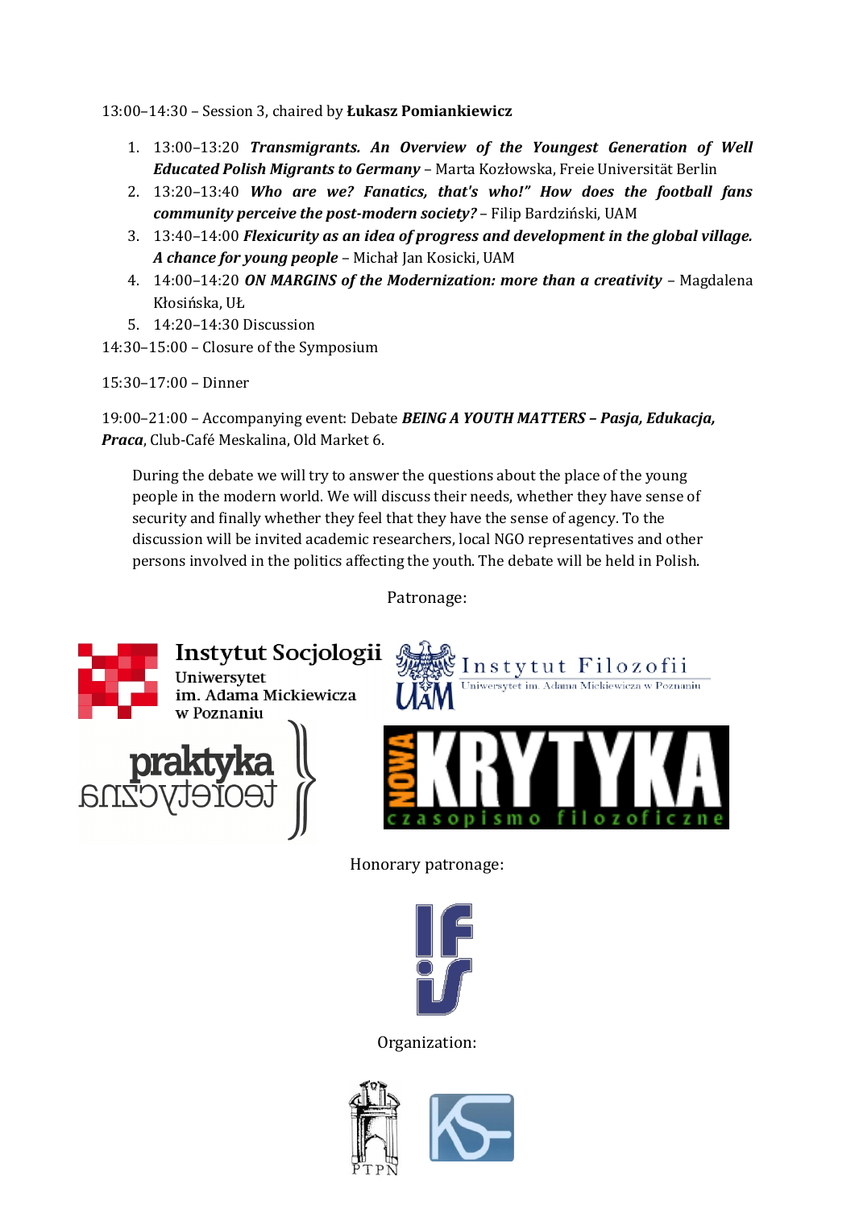13:00–14:30 – Session 3, chaired by **Łukasz Pomiankiewicz**

1. 13:00–13:20 ***Transmigrants. An Overview of the Youngest Generation of Well Educated Polish Migrants to Germany*** – Marta Kozłowska, Freie Universität Berlin
2. 13:20–13:40 ***Who are we? Fanatics, that's who!" How does the football fans community perceive the post-modern society?*** – Filip Bardziński, UAM
3. 13:40–14:00 ***Flexicurity as an idea of progress and development in the global village. A chance for young people*** – Michał Jan Kosicki, UAM
4. 14:00–14:20 ***ON MARGINS of the Modernization: more than a creativity*** – Magdalena Kłosińska, UŁ
5. 14:20–14:30 Discussion

14:30–15:00 – Closure of the Symposium

15:30–17:00 – Dinner

19:00–21:00 – Accompanying event: Debate ***BEING A YOUTH MATTERS – Pasja, Edukacja, Praca***, Club-Café Meskalina, Old Market 6.

> During the debate we will try to answer the questions about the place of the young people in the modern world. We will discuss their needs, whether they have sense of security and finally whether they feel that they have the sense of agency. To the discussion will be invited academic researchers, local NGO representatives and other persons involved in the politics affecting the youth. The debate will be held in Polish.

Patronage:

Instytut Socjologii Uniwersytet im. Adama Mickiewicza w Poznaniu

Instytut Filozofii Uniwersytet im. Adama Mickiewicza w Poznaniu

praktyka teoretyczna

NOWA KRYTYKA czasopismo filozoficzne

Honorary patronage:

Organization:

PTPN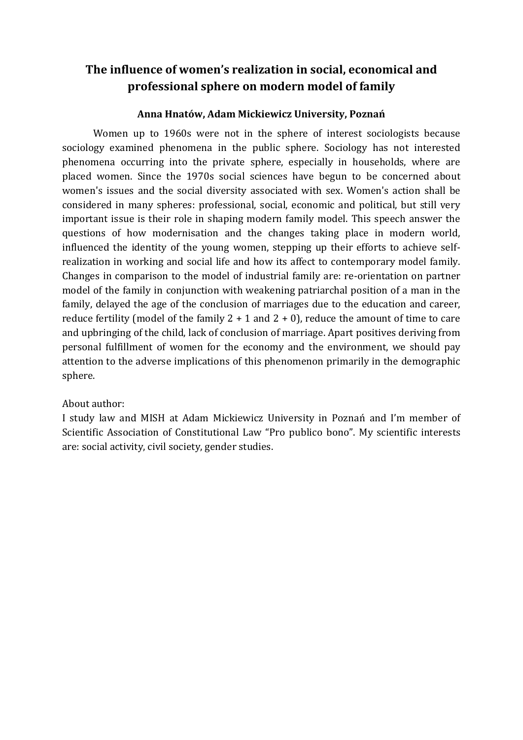# The influence of women's realization in social, economical and professional sphere on modern model of family

**Anna Hnatów, Adam Mickiewicz University, Poznań**

Women up to 1960s were not in the sphere of interest sociologists because sociology examined phenomena in the public sphere. Sociology has not interested phenomena occurring into the private sphere, especially in households, where are placed women. Since the 1970s social sciences have begun to be concerned about women's issues and the social diversity associated with sex. Women's action shall be considered in many spheres: professional, social, economic and political, but still very important issue is their role in shaping modern family model. This speech answer the questions of how modernisation and the changes taking place in modern world, influenced the identity of the young women, stepping up their efforts to achieve self-realization in working and social life and how its affect to contemporary model family. Changes in comparison to the model of industrial family are: re-orientation on partner model of the family in conjunction with weakening patriarchal position of a man in the family, delayed the age of the conclusion of marriages due to the education and career, reduce fertility (model of the family 2 + 1 and 2 + 0), reduce the amount of time to care and upbringing of the child, lack of conclusion of marriage. Apart positives deriving from personal fulfillment of women for the economy and the environment, we should pay attention to the adverse implications of this phenomenon primarily in the demographic sphere.

About author:
I study law and MISH at Adam Mickiewicz University in Poznań and I'm member of Scientific Association of Constitutional Law "Pro publico bono". My scientific interests are: social activity, civil society, gender studies.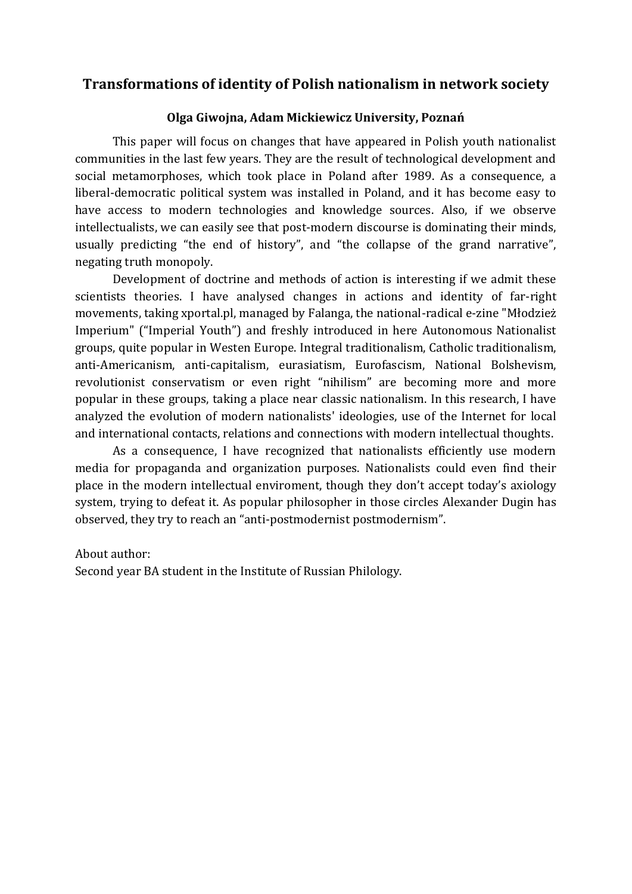# Transformations of identity of Polish nationalism in network society

**Olga Giwojna, Adam Mickiewicz University, Poznań**

This paper will focus on changes that have appeared in Polish youth nationalist communities in the last few years. They are the result of technological development and social metamorphoses, which took place in Poland after 1989. As a consequence, a liberal-democratic political system was installed in Poland, and it has become easy to have access to modern technologies and knowledge sources. Also, if we observe intellectualists, we can easily see that post-modern discourse is dominating their minds, usually predicting "the end of history", and "the collapse of the grand narrative", negating truth monopoly.

Development of doctrine and methods of action is interesting if we admit these scientists theories. I have analysed changes in actions and identity of far-right movements, taking xportal.pl, managed by Falanga, the national-radical e-zine "Młodzież Imperium" ("Imperial Youth") and freshly introduced in here Autonomous Nationalist groups, quite popular in Westen Europe. Integral traditionalism, Catholic traditionalism, anti-Americanism, anti-capitalism, eurasiatism, Eurofascism, National Bolshevism, revolutionist conservatism or even right "nihilism" are becoming more and more popular in these groups, taking a place near classic nationalism. In this research, I have analyzed the evolution of modern nationalists' ideologies, use of the Internet for local and international contacts, relations and connections with modern intellectual thoughts.

As a consequence, I have recognized that nationalists efficiently use modern media for propaganda and organization purposes. Nationalists could even find their place in the modern intellectual enviroment, though they don't accept today's axiology system, trying to defeat it. As popular philosopher in those circles Alexander Dugin has observed, they try to reach an "anti-postmodernist postmodernism".

About author:
Second year BA student in the Institute of Russian Philology.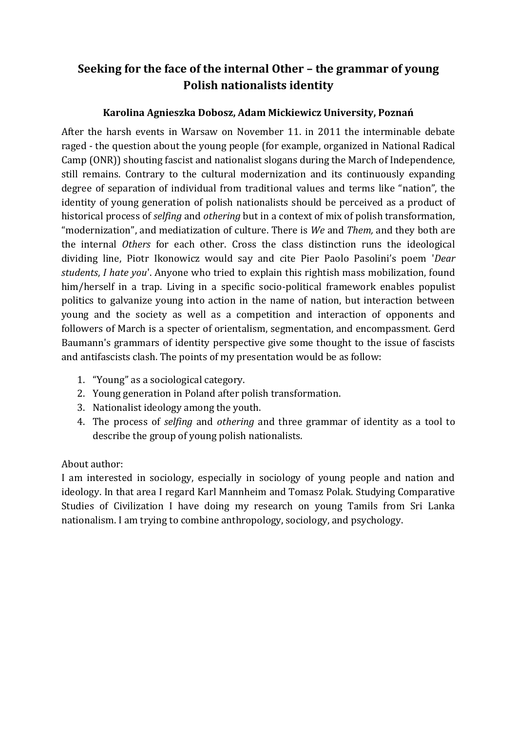# Seeking for the face of the internal Other – the grammar of young Polish nationalists identity

**Karolina Agnieszka Dobosz, Adam Mickiewicz University, Poznań**

After the harsh events in Warsaw on November 11. in 2011 the interminable debate raged - the question about the young people (for example, organized in National Radical Camp (ONR)) shouting fascist and nationalist slogans during the March of Independence, still remains. Contrary to the cultural modernization and its continuously expanding degree of separation of individual from traditional values and terms like "nation", the identity of young generation of polish nationalists should be perceived as a product of historical process of *selfing* and *othering* but in a context of mix of polish transformation, "modernization", and mediatization of culture. There is *We* and *Them,* and they both are the internal *Others* for each other. Cross the class distinction runs the ideological dividing line, Piotr Ikonowicz would say and cite Pier Paolo Pasolini's poem '*Dear students*, *I hate you*'. Anyone who tried to explain this rightish mass mobilization, found him/herself in a trap. Living in a specific socio-political framework enables populist politics to galvanize young into action in the name of nation, but interaction between young and the society as well as a competition and interaction of opponents and followers of March is a specter of orientalism, segmentation, and encompassment. Gerd Baumann's grammars of identity perspective give some thought to the issue of fascists and antifascists clash. The points of my presentation would be as follow:

1. "Young" as a sociological category.
2. Young generation in Poland after polish transformation.
3. Nationalist ideology among the youth.
4. The process of *selfing* and *othering* and three grammar of identity as a tool to describe the group of young polish nationalists.

About author:
I am interested in sociology, especially in sociology of young people and nation and ideology. In that area I regard Karl Mannheim and Tomasz Polak. Studying Comparative Studies of Civilization I have doing my research on young Tamils from Sri Lanka nationalism. I am trying to combine anthropology, sociology, and psychology.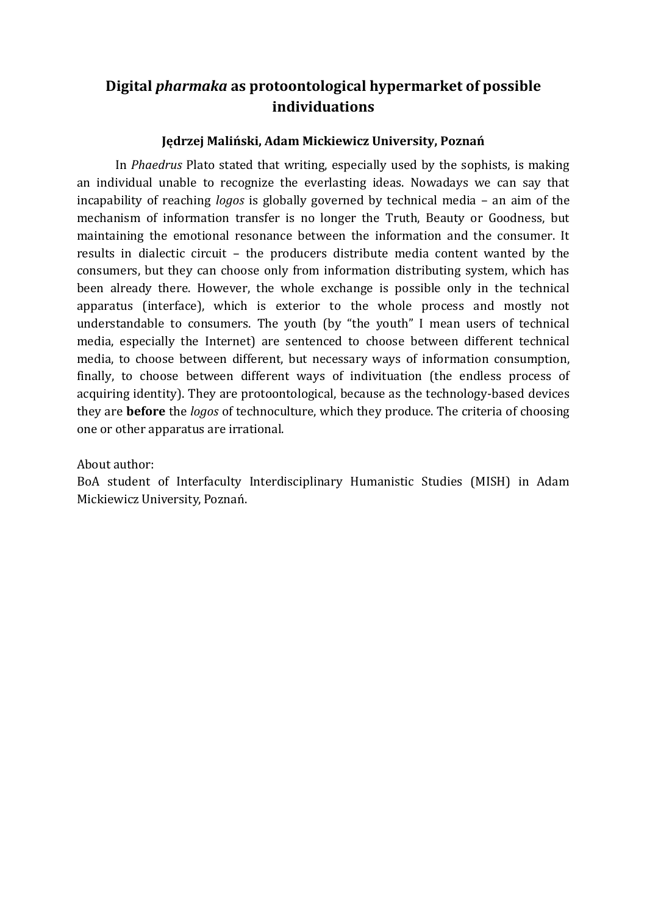# Digital *pharmaka* as protoontological hypermarket of possible individuations

**Jędrzej Maliński, Adam Mickiewicz University, Poznań**

In *Phaedrus* Plato stated that writing, especially used by the sophists, is making an individual unable to recognize the everlasting ideas. Nowadays we can say that incapability of reaching *logos* is globally governed by technical media – an aim of the mechanism of information transfer is no longer the Truth, Beauty or Goodness, but maintaining the emotional resonance between the information and the consumer. It results in dialectic circuit – the producers distribute media content wanted by the consumers, but they can choose only from information distributing system, which has been already there. However, the whole exchange is possible only in the technical apparatus (interface), which is exterior to the whole process and mostly not understandable to consumers. The youth (by "the youth" I mean users of technical media, especially the Internet) are sentenced to choose between different technical media, to choose between different, but necessary ways of information consumption, finally, to choose between different ways of indivituation (the endless process of acquiring identity). They are protoontological, because as the technology-based devices they are **before** the *logos* of technoculture, which they produce. The criteria of choosing one or other apparatus are irrational.

About author:
BoA student of Interfaculty Interdisciplinary Humanistic Studies (MISH) in Adam Mickiewicz University, Poznań.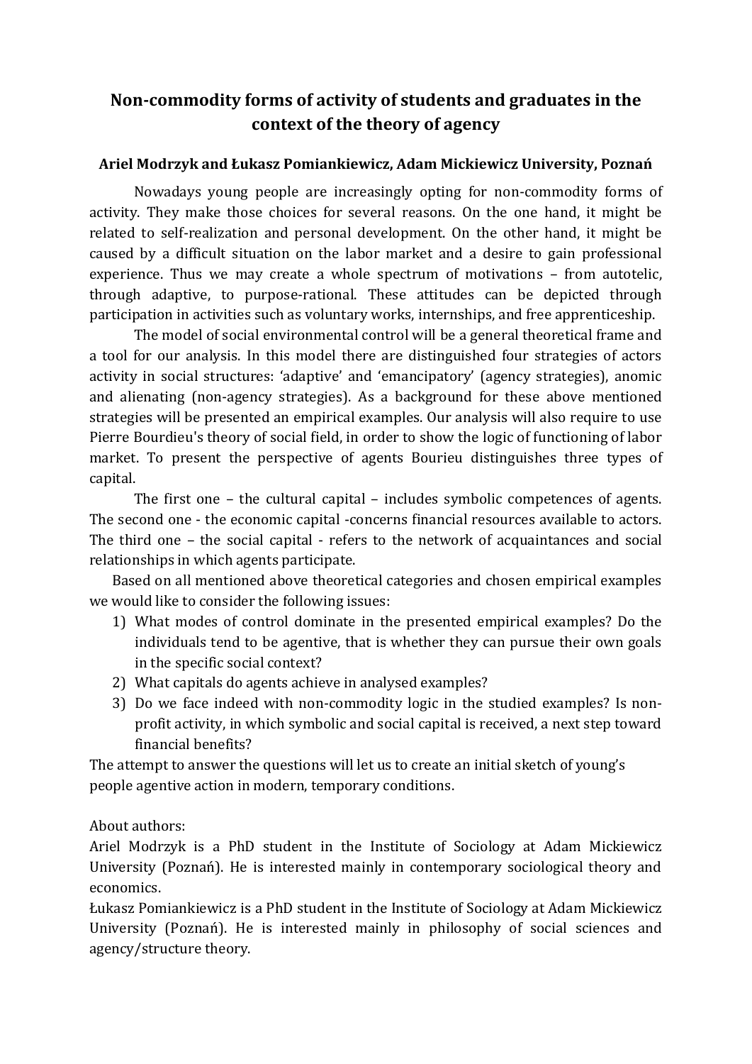# Non-commodity forms of activity of students and graduates in the context of the theory of agency

**Ariel Modrzyk and Łukasz Pomiankiewicz, Adam Mickiewicz University, Poznań**

Nowadays young people are increasingly opting for non-commodity forms of activity. They make those choices for several reasons. On the one hand, it might be related to self-realization and personal development. On the other hand, it might be caused by a difficult situation on the labor market and a desire to gain professional experience. Thus we may create a whole spectrum of motivations – from autotelic, through adaptive, to purpose-rational. These attitudes can be depicted through participation in activities such as voluntary works, internships, and free apprenticeship.

The model of social environmental control will be a general theoretical frame and a tool for our analysis. In this model there are distinguished four strategies of actors activity in social structures: 'adaptive' and 'emancipatory' (agency strategies), anomic and alienating (non-agency strategies). As a background for these above mentioned strategies will be presented an empirical examples. Our analysis will also require to use Pierre Bourdieu's theory of social field, in order to show the logic of functioning of labor market. To present the perspective of agents Bourieu distinguishes three types of capital.

The first one – the cultural capital – includes symbolic competences of agents. The second one - the economic capital -concerns financial resources available to actors. The third one – the social capital - refers to the network of acquaintances and social relationships in which agents participate.

Based on all mentioned above theoretical categories and chosen empirical examples we would like to consider the following issues:

1) What modes of control dominate in the presented empirical examples? Do the individuals tend to be agentive, that is whether they can pursue their own goals in the specific social context?
2) What capitals do agents achieve in analysed examples?
3) Do we face indeed with non-commodity logic in the studied examples? Is non-profit activity, in which symbolic and social capital is received, a next step toward financial benefits?

The attempt to answer the questions will let us to create an initial sketch of young's people agentive action in modern, temporary conditions.

About authors:
Ariel Modrzyk is a PhD student in the Institute of Sociology at Adam Mickiewicz University (Poznań). He is interested mainly in contemporary sociological theory and economics.
Łukasz Pomiankiewicz is a PhD student in the Institute of Sociology at Adam Mickiewicz University (Poznań). He is interested mainly in philosophy of social sciences and agency/structure theory.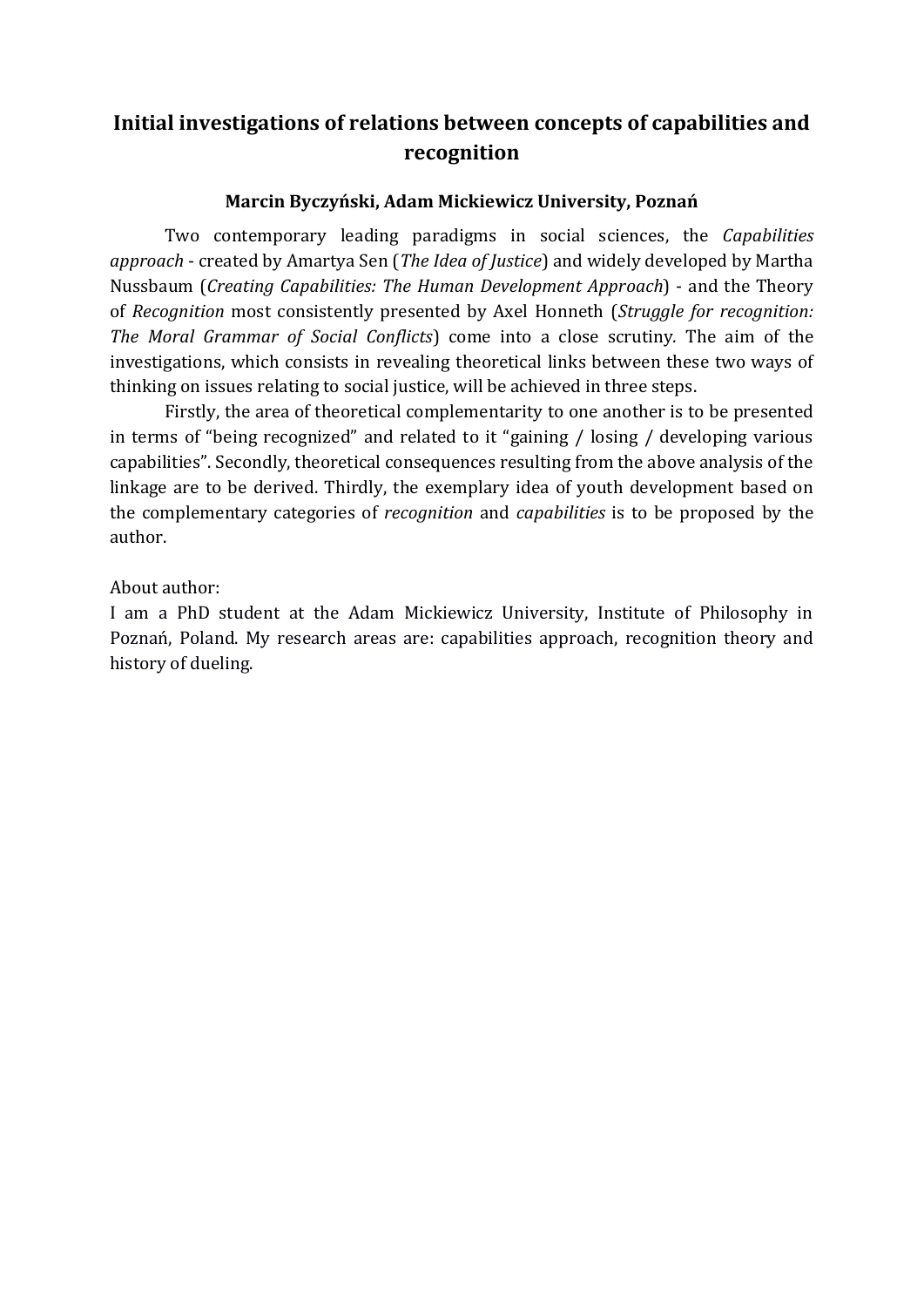# Initial investigations of relations between concepts of capabilities and recognition

**Marcin Byczyński, Adam Mickiewicz University, Poznań**

Two contemporary leading paradigms in social sciences, the *Capabilities approach* - created by Amartya Sen (*The Idea of Justice*) and widely developed by Martha Nussbaum (*Creating Capabilities: The Human Development Approach*) - and the Theory of *Recognition* most consistently presented by Axel Honneth (*Struggle for recognition: The Moral Grammar of Social Conflicts*) come into a close scrutiny. The aim of the investigations, which consists in revealing theoretical links between these two ways of thinking on issues relating to social justice, will be achieved in three steps.

Firstly, the area of theoretical complementarity to one another is to be presented in terms of "being recognized" and related to it "gaining / losing / developing various capabilities". Secondly, theoretical consequences resulting from the above analysis of the linkage are to be derived. Thirdly, the exemplary idea of youth development based on the complementary categories of *recognition* and *capabilities* is to be proposed by the author.

About author:
I am a PhD student at the Adam Mickiewicz University, Institute of Philosophy in Poznań, Poland. My research areas are: capabilities approach, recognition theory and history of dueling.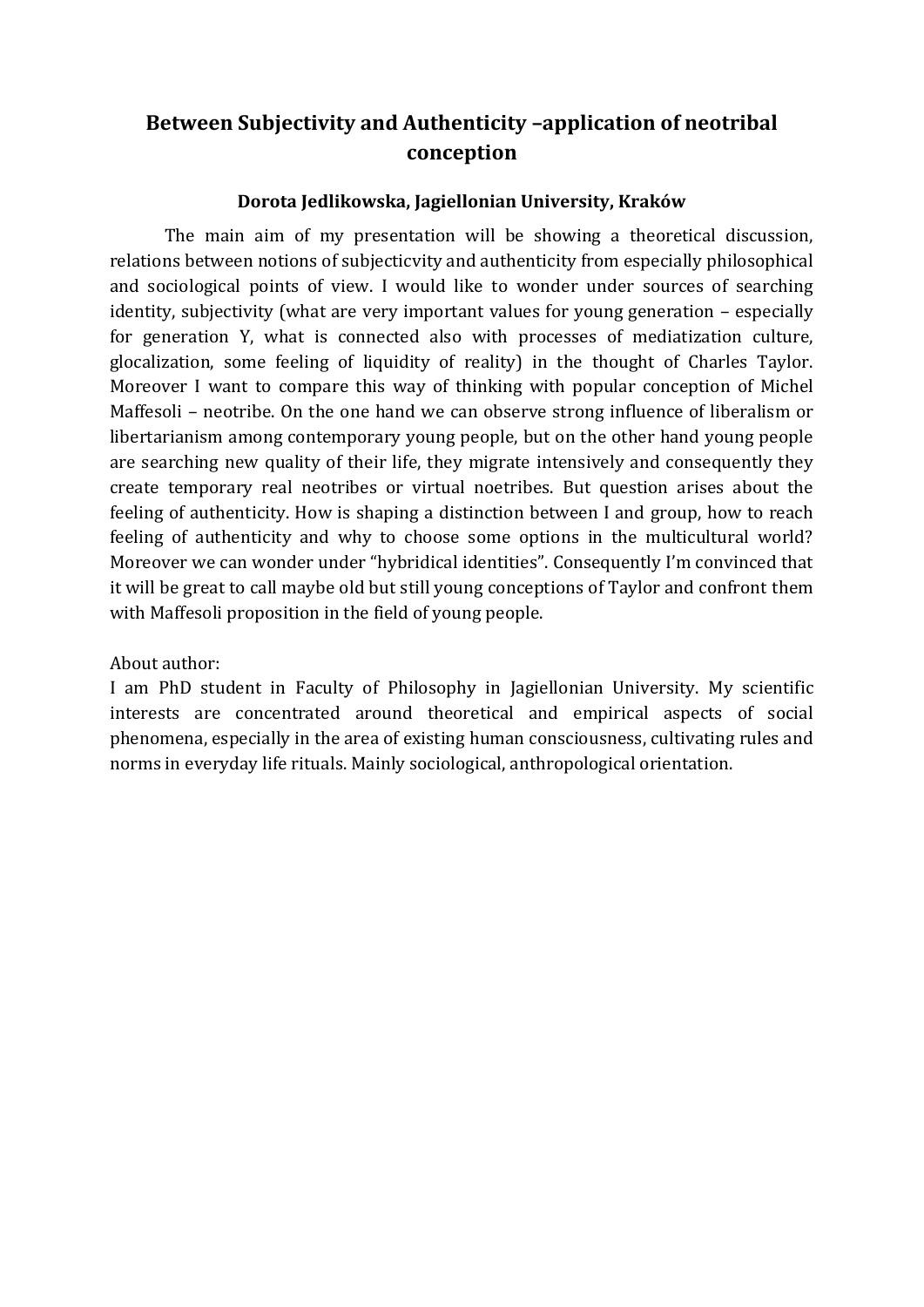# Between Subjectivity and Authenticity –application of neotribal conception

**Dorota Jedlikowska, Jagiellonian University, Kraków**

The main aim of my presentation will be showing a theoretical discussion, relations between notions of subjecticvity and authenticity from especially philosophical and sociological points of view. I would like to wonder under sources of searching identity, subjectivity (what are very important values for young generation – especially for generation Y, what is connected also with processes of mediatization culture, glocalization, some feeling of liquidity of reality) in the thought of Charles Taylor. Moreover I want to compare this way of thinking with popular conception of Michel Maffesoli – neotribe. On the one hand we can observe strong influence of liberalism or libertarianism among contemporary young people, but on the other hand young people are searching new quality of their life, they migrate intensively and consequently they create temporary real neotribes or virtual noetribes. But question arises about the feeling of authenticity. How is shaping a distinction between I and group, how to reach feeling of authenticity and why to choose some options in the multicultural world? Moreover we can wonder under "hybridical identities". Consequently I'm convinced that it will be great to call maybe old but still young conceptions of Taylor and confront them with Maffesoli proposition in the field of young people.

About author:
I am PhD student in Faculty of Philosophy in Jagiellonian University. My scientific interests are concentrated around theoretical and empirical aspects of social phenomena, especially in the area of existing human consciousness, cultivating rules and norms in everyday life rituals. Mainly sociological, anthropological orientation.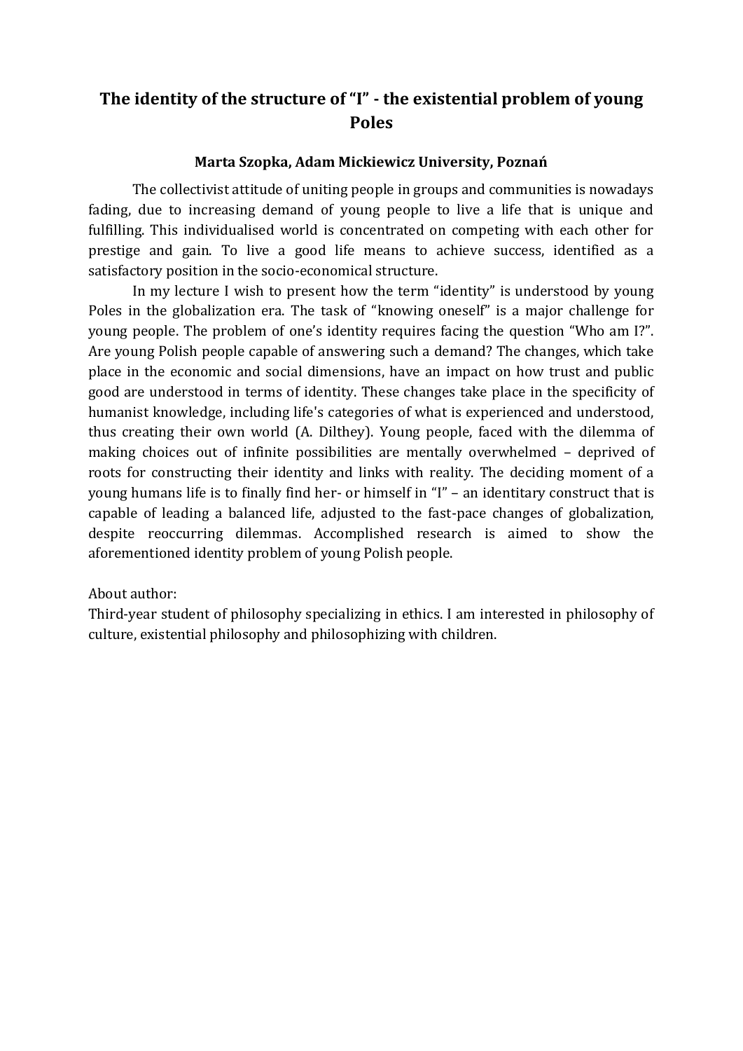# The identity of the structure of "I" - the existential problem of young Poles

**Marta Szopka, Adam Mickiewicz University, Poznań**

The collectivist attitude of uniting people in groups and communities is nowadays fading, due to increasing demand of young people to live a life that is unique and fulfilling. This individualised world is concentrated on competing with each other for prestige and gain. To live a good life means to achieve success, identified as a satisfactory position in the socio-economical structure.

In my lecture I wish to present how the term "identity" is understood by young Poles in the globalization era. The task of "knowing oneself" is a major challenge for young people. The problem of one's identity requires facing the question "Who am I?". Are young Polish people capable of answering such a demand? The changes, which take place in the economic and social dimensions, have an impact on how trust and public good are understood in terms of identity. These changes take place in the specificity of humanist knowledge, including life's categories of what is experienced and understood, thus creating their own world (A. Dilthey). Young people, faced with the dilemma of making choices out of infinite possibilities are mentally overwhelmed – deprived of roots for constructing their identity and links with reality. The deciding moment of a young humans life is to finally find her- or himself in "I" – an identitary construct that is capable of leading a balanced life, adjusted to the fast-pace changes of globalization, despite reoccurring dilemmas. Accomplished research is aimed to show the aforementioned identity problem of young Polish people.

About author:
Third-year student of philosophy specializing in ethics. I am interested in philosophy of culture, existential philosophy and philosophizing with children.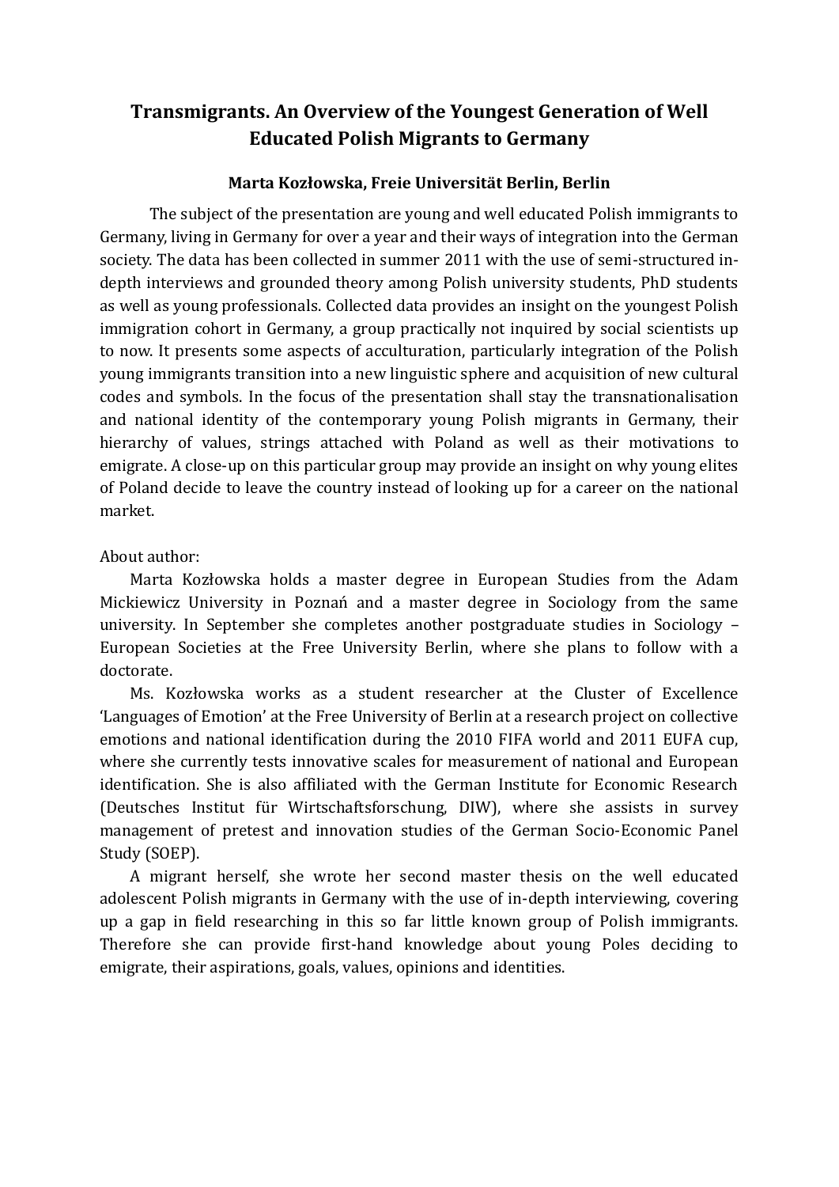# Transmigrants. An Overview of the Youngest Generation of Well Educated Polish Migrants to Germany

**Marta Kozłowska, Freie Universität Berlin, Berlin**

The subject of the presentation are young and well educated Polish immigrants to Germany, living in Germany for over a year and their ways of integration into the German society. The data has been collected in summer 2011 with the use of semi-structured in-depth interviews and grounded theory among Polish university students, PhD students as well as young professionals. Collected data provides an insight on the youngest Polish immigration cohort in Germany, a group practically not inquired by social scientists up to now. It presents some aspects of acculturation, particularly integration of the Polish young immigrants transition into a new linguistic sphere and acquisition of new cultural codes and symbols. In the focus of the presentation shall stay the transnationalisation and national identity of the contemporary young Polish migrants in Germany, their hierarchy of values, strings attached with Poland as well as their motivations to emigrate. A close-up on this particular group may provide an insight on why young elites of Poland decide to leave the country instead of looking up for a career on the national market.

About author:

Marta Kozłowska holds a master degree in European Studies from the Adam Mickiewicz University in Poznań and a master degree in Sociology from the same university. In September she completes another postgraduate studies in Sociology – European Societies at the Free University Berlin, where she plans to follow with a doctorate.

Ms. Kozłowska works as a student researcher at the Cluster of Excellence 'Languages of Emotion' at the Free University of Berlin at a research project on collective emotions and national identification during the 2010 FIFA world and 2011 EUFA cup, where she currently tests innovative scales for measurement of national and European identification. She is also affiliated with the German Institute for Economic Research (Deutsches Institut für Wirtschaftsforschung, DIW), where she assists in survey management of pretest and innovation studies of the German Socio-Economic Panel Study (SOEP).

A migrant herself, she wrote her second master thesis on the well educated adolescent Polish migrants in Germany with the use of in-depth interviewing, covering up a gap in field researching in this so far little known group of Polish immigrants. Therefore she can provide first-hand knowledge about young Poles deciding to emigrate, their aspirations, goals, values, opinions and identities.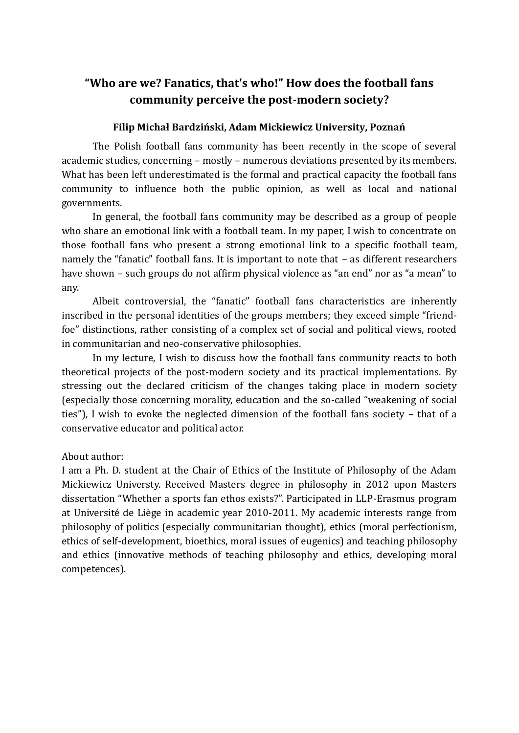## "Who are we? Fanatics, that's who!" How does the football fans community perceive the post-modern society?

**Filip Michał Bardziński, Adam Mickiewicz University, Poznań**

The Polish football fans community has been recently in the scope of several academic studies, concerning – mostly – numerous deviations presented by its members. What has been left underestimated is the formal and practical capacity the football fans community to influence both the public opinion, as well as local and national governments.

In general, the football fans community may be described as a group of people who share an emotional link with a football team. In my paper, I wish to concentrate on those football fans who present a strong emotional link to a specific football team, namely the "fanatic" football fans. It is important to note that – as different researchers have shown – such groups do not affirm physical violence as "an end" nor as "a mean" to any.

Albeit controversial, the "fanatic" football fans characteristics are inherently inscribed in the personal identities of the groups members; they exceed simple "friend-foe" distinctions, rather consisting of a complex set of social and political views, rooted in communitarian and neo-conservative philosophies.

In my lecture, I wish to discuss how the football fans community reacts to both theoretical projects of the post-modern society and its practical implementations. By stressing out the declared criticism of the changes taking place in modern society (especially those concerning morality, education and the so-called "weakening of social ties"), I wish to evoke the neglected dimension of the football fans society – that of a conservative educator and political actor.

About author:
I am a Ph. D. student at the Chair of Ethics of the Institute of Philosophy of the Adam Mickiewicz Universty. Received Masters degree in philosophy in 2012 upon Masters dissertation "Whether a sports fan ethos exists?". Participated in LLP-Erasmus program at Université de Liège in academic year 2010-2011. My academic interests range from philosophy of politics (especially communitarian thought), ethics (moral perfectionism, ethics of self-development, bioethics, moral issues of eugenics) and teaching philosophy and ethics (innovative methods of teaching philosophy and ethics, developing moral competences).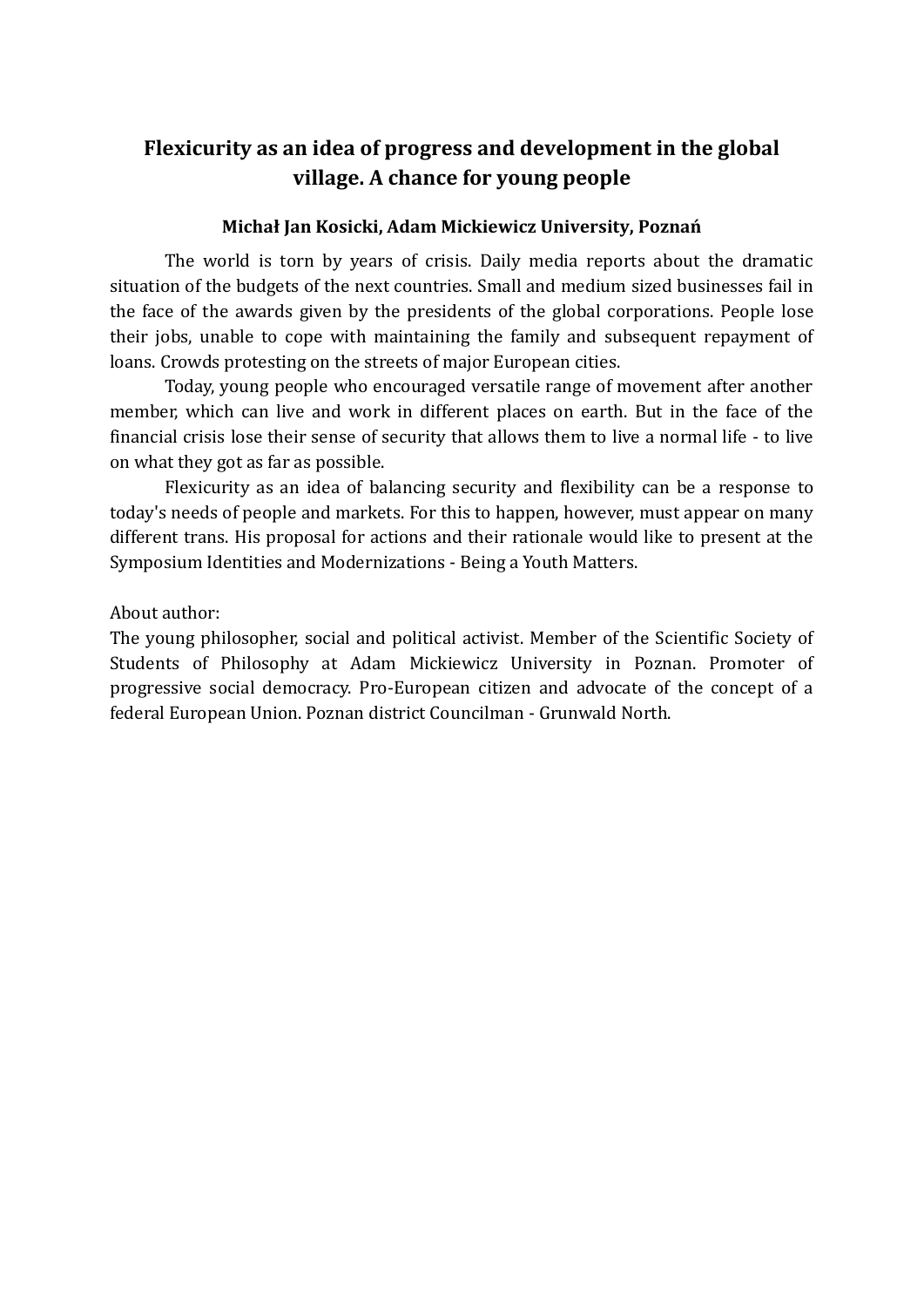# Flexicurity as an idea of progress and development in the global village. A chance for young people

**Michał Jan Kosicki, Adam Mickiewicz University, Poznań**

The world is torn by years of crisis. Daily media reports about the dramatic situation of the budgets of the next countries. Small and medium sized businesses fail in the face of the awards given by the presidents of the global corporations. People lose their jobs, unable to cope with maintaining the family and subsequent repayment of loans. Crowds protesting on the streets of major European cities.

Today, young people who encouraged versatile range of movement after another member, which can live and work in different places on earth. But in the face of the financial crisis lose their sense of security that allows them to live a normal life - to live on what they got as far as possible.

Flexicurity as an idea of balancing security and flexibility can be a response to today's needs of people and markets. For this to happen, however, must appear on many different trans. His proposal for actions and their rationale would like to present at the Symposium Identities and Modernizations - Being a Youth Matters.

About author:
The young philosopher, social and political activist. Member of the Scientific Society of Students of Philosophy at Adam Mickiewicz University in Poznan. Promoter of progressive social democracy. Pro-European citizen and advocate of the concept of a federal European Union. Poznan district Councilman - Grunwald North.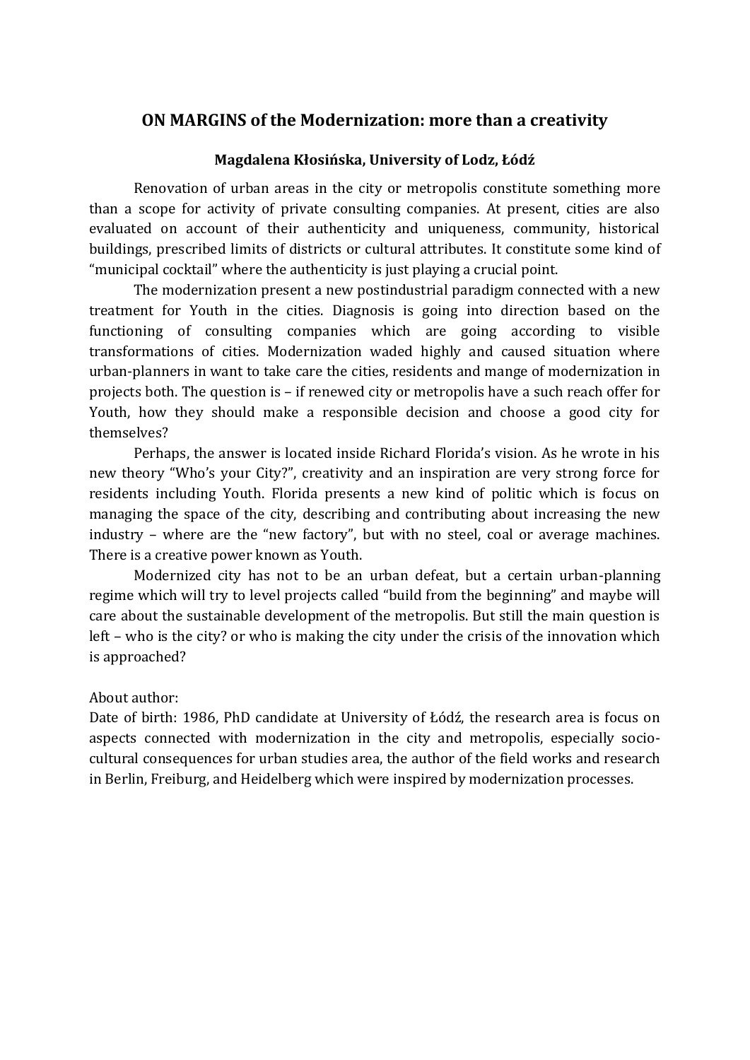## ON MARGINS of the Modernization: more than a creativity

**Magdalena Kłosińska, University of Lodz, Łódź**

Renovation of urban areas in the city or metropolis constitute something more than a scope for activity of private consulting companies. At present, cities are also evaluated on account of their authenticity and uniqueness, community, historical buildings, prescribed limits of districts or cultural attributes. It constitute some kind of "municipal cocktail" where the authenticity is just playing a crucial point.

The modernization present a new postindustrial paradigm connected with a new treatment for Youth in the cities. Diagnosis is going into direction based on the functioning of consulting companies which are going according to visible transformations of cities. Modernization waded highly and caused situation where urban-planners in want to take care the cities, residents and mange of modernization in projects both. The question is – if renewed city or metropolis have a such reach offer for Youth, how they should make a responsible decision and choose a good city for themselves?

Perhaps, the answer is located inside Richard Florida's vision. As he wrote in his new theory "Who's your City?", creativity and an inspiration are very strong force for residents including Youth. Florida presents a new kind of politic which is focus on managing the space of the city, describing and contributing about increasing the new industry – where are the "new factory", but with no steel, coal or average machines. There is a creative power known as Youth.

Modernized city has not to be an urban defeat, but a certain urban-planning regime which will try to level projects called "build from the beginning" and maybe will care about the sustainable development of the metropolis. But still the main question is left – who is the city? or who is making the city under the crisis of the innovation which is approached?

About author:
Date of birth: 1986, PhD candidate at University of Łódź, the research area is focus on aspects connected with modernization in the city and metropolis, especially socio-cultural consequences for urban studies area, the author of the field works and research in Berlin, Freiburg, and Heidelberg which were inspired by modernization processes.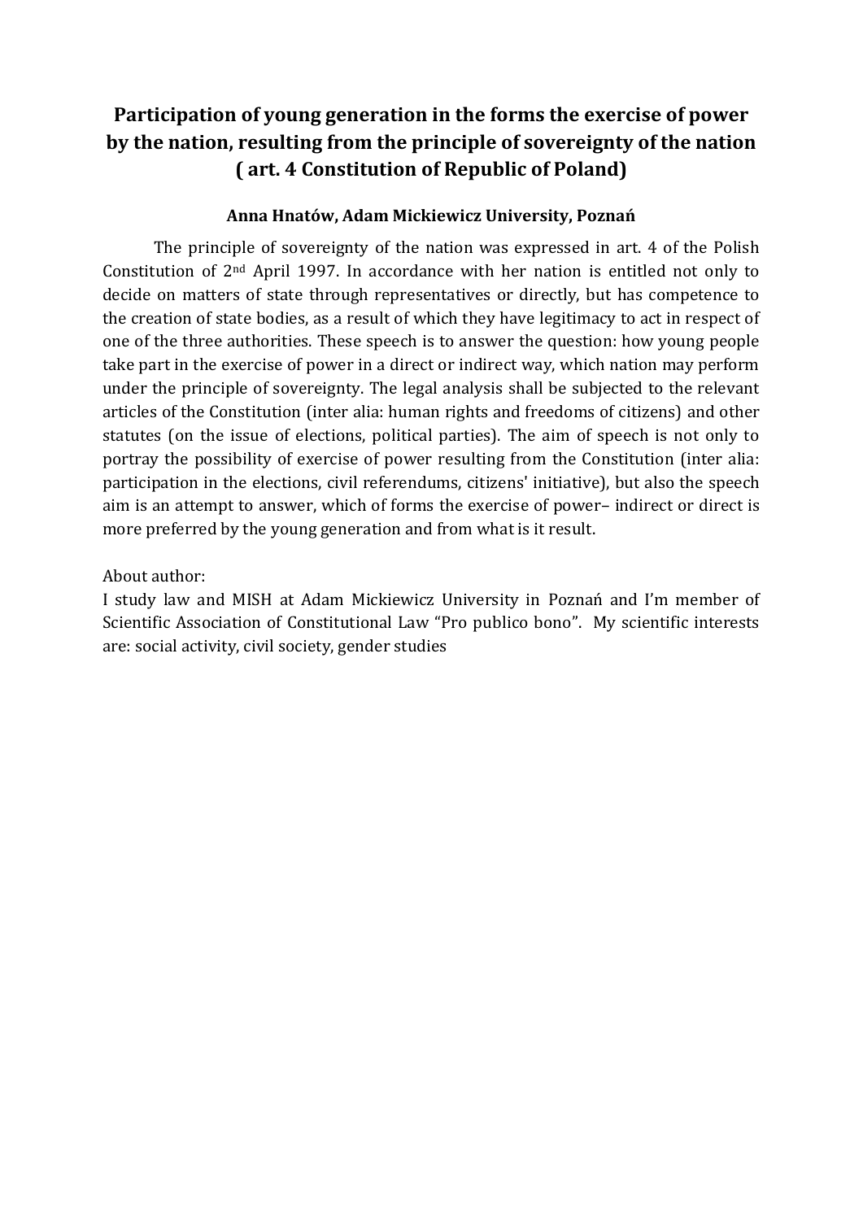# Participation of young generation in the forms the exercise of power by the nation, resulting from the principle of sovereignty of the nation ( art. 4 Constitution of Republic of Poland)

**Anna Hnatów, Adam Mickiewicz University, Poznań**

The principle of sovereignty of the nation was expressed in art. 4 of the Polish Constitution of 2nd April 1997. In accordance with her nation is entitled not only to decide on matters of state through representatives or directly, but has competence to the creation of state bodies, as a result of which they have legitimacy to act in respect of one of the three authorities. These speech is to answer the question: how young people take part in the exercise of power in a direct or indirect way, which nation may perform under the principle of sovereignty. The legal analysis shall be subjected to the relevant articles of the Constitution (inter alia: human rights and freedoms of citizens) and other statutes (on the issue of elections, political parties). The aim of speech is not only to portray the possibility of exercise of power resulting from the Constitution (inter alia: participation in the elections, civil referendums, citizens' initiative), but also the speech aim is an attempt to answer, which of forms the exercise of power– indirect or direct is more preferred by the young generation and from what is it result.

About author:
I study law and MISH at Adam Mickiewicz University in Poznań and I'm member of Scientific Association of Constitutional Law "Pro publico bono". My scientific interests are: social activity, civil society, gender studies